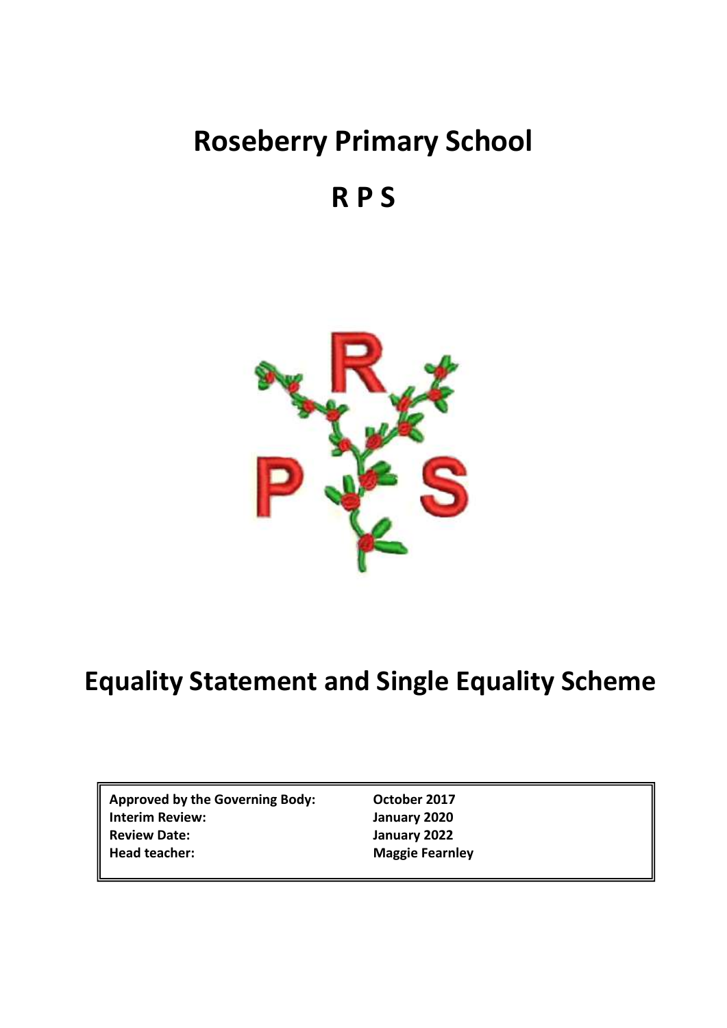# Roseberry Primary School

# R P S

# Equality Statement and Single Equality Scheme

| | |
|---|---|
| **Approved by the Governing Body:** | **October 2017** |
| **Interim Review:** | **January 2020** |
| **Review Date:** | **January 2022** |
| **Head teacher:** | **Maggie Fearnley** |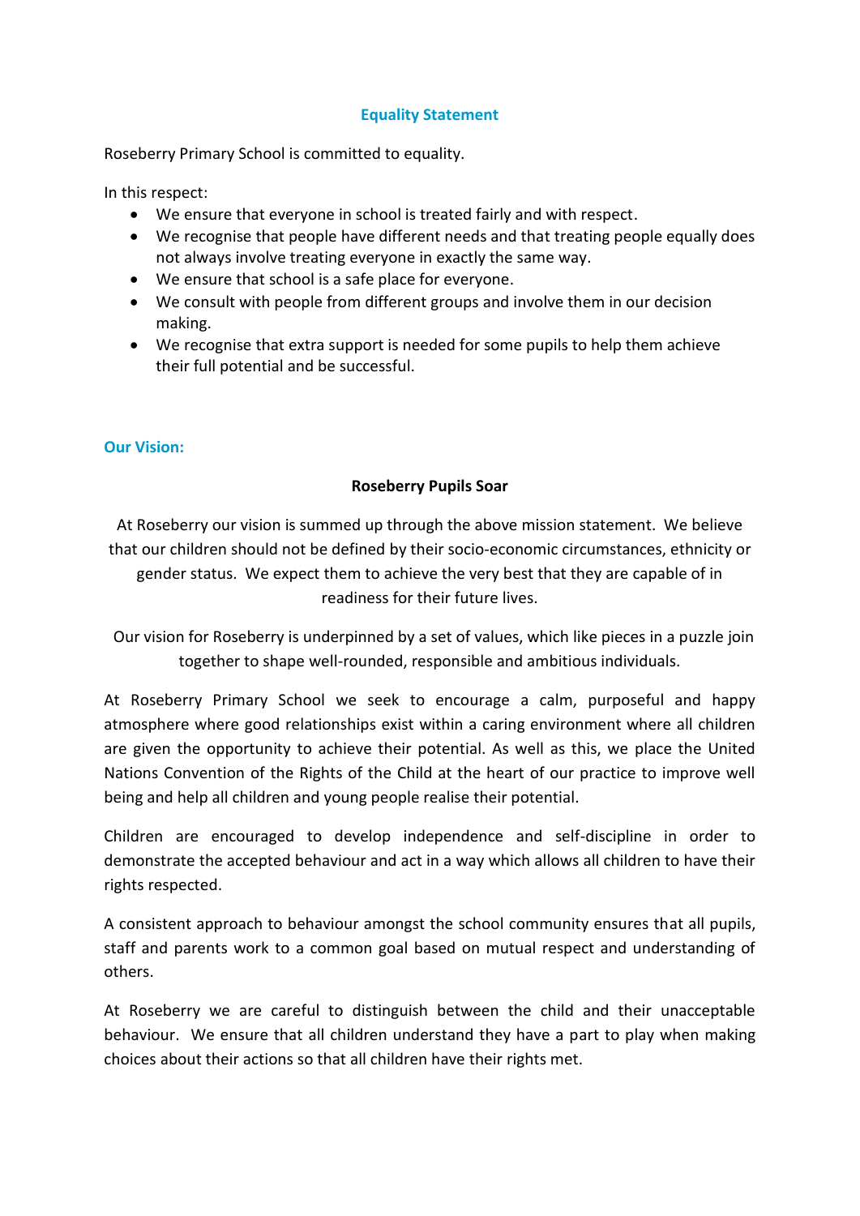## Equality Statement

Roseberry Primary School is committed to equality.

In this respect:

- We ensure that everyone in school is treated fairly and with respect.
- We recognise that people have different needs and that treating people equally does not always involve treating everyone in exactly the same way.
- We ensure that school is a safe place for everyone.
- We consult with people from different groups and involve them in our decision making.
- We recognise that extra support is needed for some pupils to help them achieve their full potential and be successful.

## Our Vision:

**Roseberry Pupils Soar**

At Roseberry our vision is summed up through the above mission statement. We believe that our children should not be defined by their socio-economic circumstances, ethnicity or gender status. We expect them to achieve the very best that they are capable of in readiness for their future lives.

Our vision for Roseberry is underpinned by a set of values, which like pieces in a puzzle join together to shape well-rounded, responsible and ambitious individuals.

At Roseberry Primary School we seek to encourage a calm, purposeful and happy atmosphere where good relationships exist within a caring environment where all children are given the opportunity to achieve their potential. As well as this, we place the United Nations Convention of the Rights of the Child at the heart of our practice to improve well being and help all children and young people realise their potential.

Children are encouraged to develop independence and self-discipline in order to demonstrate the accepted behaviour and act in a way which allows all children to have their rights respected.

A consistent approach to behaviour amongst the school community ensures that all pupils, staff and parents work to a common goal based on mutual respect and understanding of others.

At Roseberry we are careful to distinguish between the child and their unacceptable behaviour. We ensure that all children understand they have a part to play when making choices about their actions so that all children have their rights met.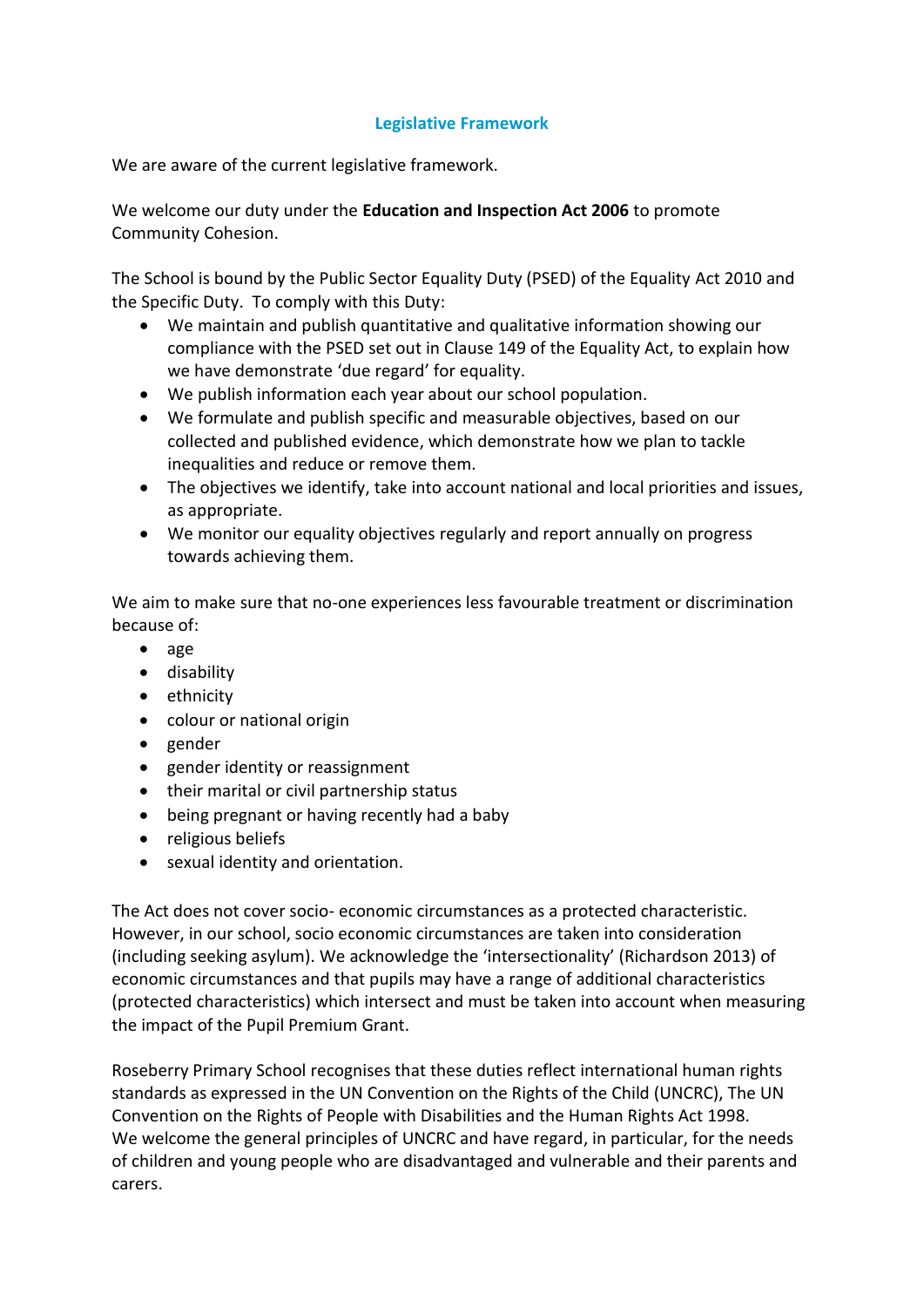## Legislative Framework

We are aware of the current legislative framework.

We welcome our duty under the **Education and Inspection Act 2006** to promote Community Cohesion.

The School is bound by the Public Sector Equality Duty (PSED) of the Equality Act 2010 and the Specific Duty. To comply with this Duty:

- We maintain and publish quantitative and qualitative information showing our compliance with the PSED set out in Clause 149 of the Equality Act, to explain how we have demonstrate 'due regard' for equality.
- We publish information each year about our school population.
- We formulate and publish specific and measurable objectives, based on our collected and published evidence, which demonstrate how we plan to tackle inequalities and reduce or remove them.
- The objectives we identify, take into account national and local priorities and issues, as appropriate.
- We monitor our equality objectives regularly and report annually on progress towards achieving them.

We aim to make sure that no-one experiences less favourable treatment or discrimination because of:

- age
- disability
- ethnicity
- colour or national origin
- gender
- gender identity or reassignment
- their marital or civil partnership status
- being pregnant or having recently had a baby
- religious beliefs
- sexual identity and orientation.

The Act does not cover socio- economic circumstances as a protected characteristic. However, in our school, socio economic circumstances are taken into consideration (including seeking asylum). We acknowledge the 'intersectionality' (Richardson 2013) of economic circumstances and that pupils may have a range of additional characteristics (protected characteristics) which intersect and must be taken into account when measuring the impact of the Pupil Premium Grant.

Roseberry Primary School recognises that these duties reflect international human rights standards as expressed in the UN Convention on the Rights of the Child (UNCRC), The UN Convention on the Rights of People with Disabilities and the Human Rights Act 1998.
We welcome the general principles of UNCRC and have regard, in particular, for the needs of children and young people who are disadvantaged and vulnerable and their parents and carers.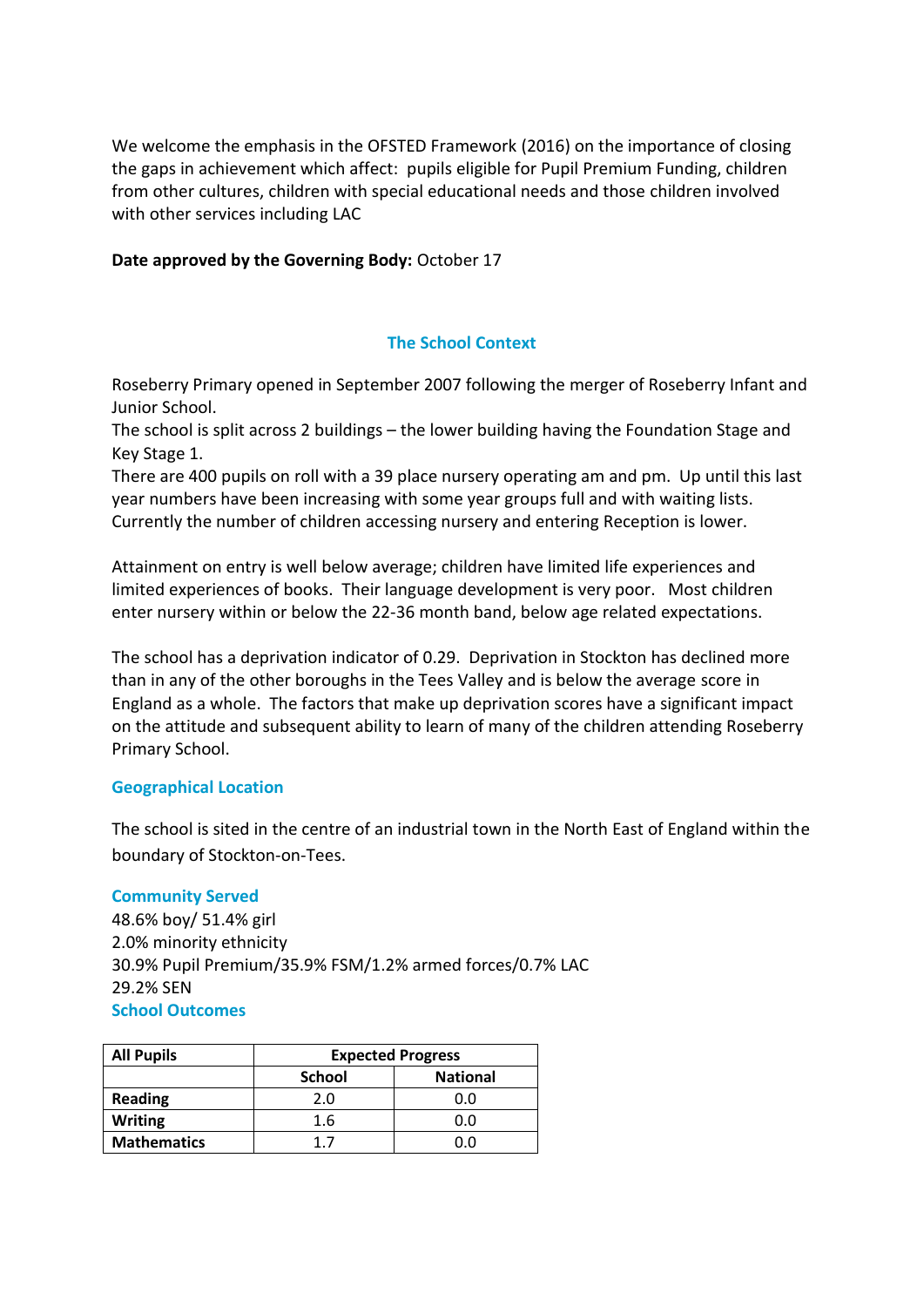We welcome the emphasis in the OFSTED Framework (2016) on the importance of closing the gaps in achievement which affect: pupils eligible for Pupil Premium Funding, children from other cultures, children with special educational needs and those children involved with other services including LAC

**Date approved by the Governing Body:** October 17

## The School Context

Roseberry Primary opened in September 2007 following the merger of Roseberry Infant and Junior School.
The school is split across 2 buildings – the lower building having the Foundation Stage and Key Stage 1.
There are 400 pupils on roll with a 39 place nursery operating am and pm. Up until this last year numbers have been increasing with some year groups full and with waiting lists. Currently the number of children accessing nursery and entering Reception is lower.

Attainment on entry is well below average; children have limited life experiences and limited experiences of books. Their language development is very poor. Most children enter nursery within or below the 22-36 month band, below age related expectations.

The school has a deprivation indicator of 0.29. Deprivation in Stockton has declined more than in any of the other boroughs in the Tees Valley and is below the average score in England as a whole. The factors that make up deprivation scores have a significant impact on the attitude and subsequent ability to learn of many of the children attending Roseberry Primary School.

### Geographical Location

The school is sited in the centre of an industrial town in the North East of England within the boundary of Stockton-on-Tees.

### Community Served

48.6% boy/ 51.4% girl
2.0% minority ethnicity
30.9% Pupil Premium/35.9% FSM/1.2% armed forces/0.7% LAC
29.2% SEN

### School Outcomes

| All Pupils | Expected Progress | |
|---|---|---|
| | School | National |
| Reading | 2.0 | 0.0 |
| Writing | 1.6 | 0.0 |
| Mathematics | 1.7 | 0.0 |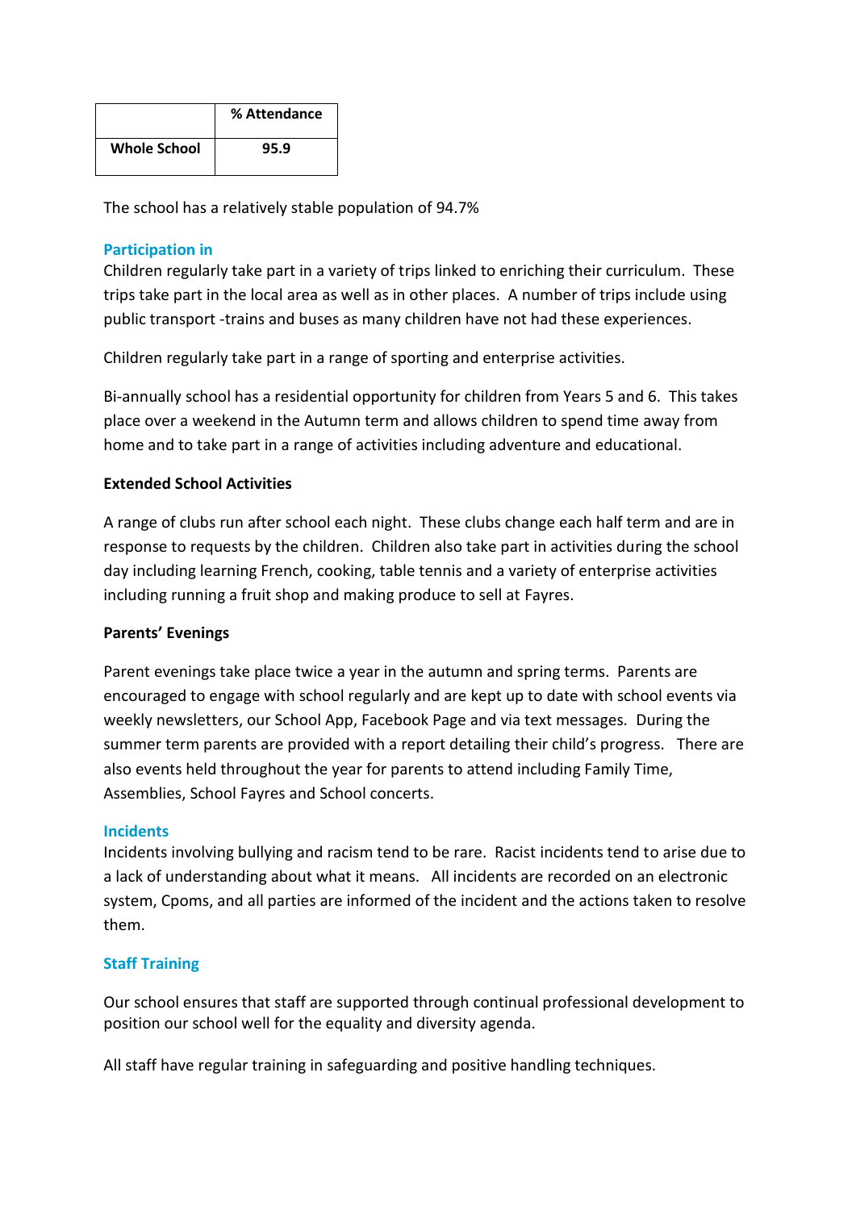|  | % Attendance |
|---|---|
| **Whole School** | **95.9** |

The school has a relatively stable population of 94.7%

## Participation in

Children regularly take part in a variety of trips linked to enriching their curriculum. These trips take part in the local area as well as in other places. A number of trips include using public transport -trains and buses as many children have not had these experiences.

Children regularly take part in a range of sporting and enterprise activities.

Bi-annually school has a residential opportunity for children from Years 5 and 6. This takes place over a weekend in the Autumn term and allows children to spend time away from home and to take part in a range of activities including adventure and educational.

**Extended School Activities**

A range of clubs run after school each night. These clubs change each half term and are in response to requests by the children. Children also take part in activities during the school day including learning French, cooking, table tennis and a variety of enterprise activities including running a fruit shop and making produce to sell at Fayres.

**Parents' Evenings**

Parent evenings take place twice a year in the autumn and spring terms. Parents are encouraged to engage with school regularly and are kept up to date with school events via weekly newsletters, our School App, Facebook Page and via text messages. During the summer term parents are provided with a report detailing their child's progress. There are also events held throughout the year for parents to attend including Family Time, Assemblies, School Fayres and School concerts.

## Incidents

Incidents involving bullying and racism tend to be rare. Racist incidents tend to arise due to a lack of understanding about what it means. All incidents are recorded on an electronic system, Cpoms, and all parties are informed of the incident and the actions taken to resolve them.

## Staff Training

Our school ensures that staff are supported through continual professional development to position our school well for the equality and diversity agenda.

All staff have regular training in safeguarding and positive handling techniques.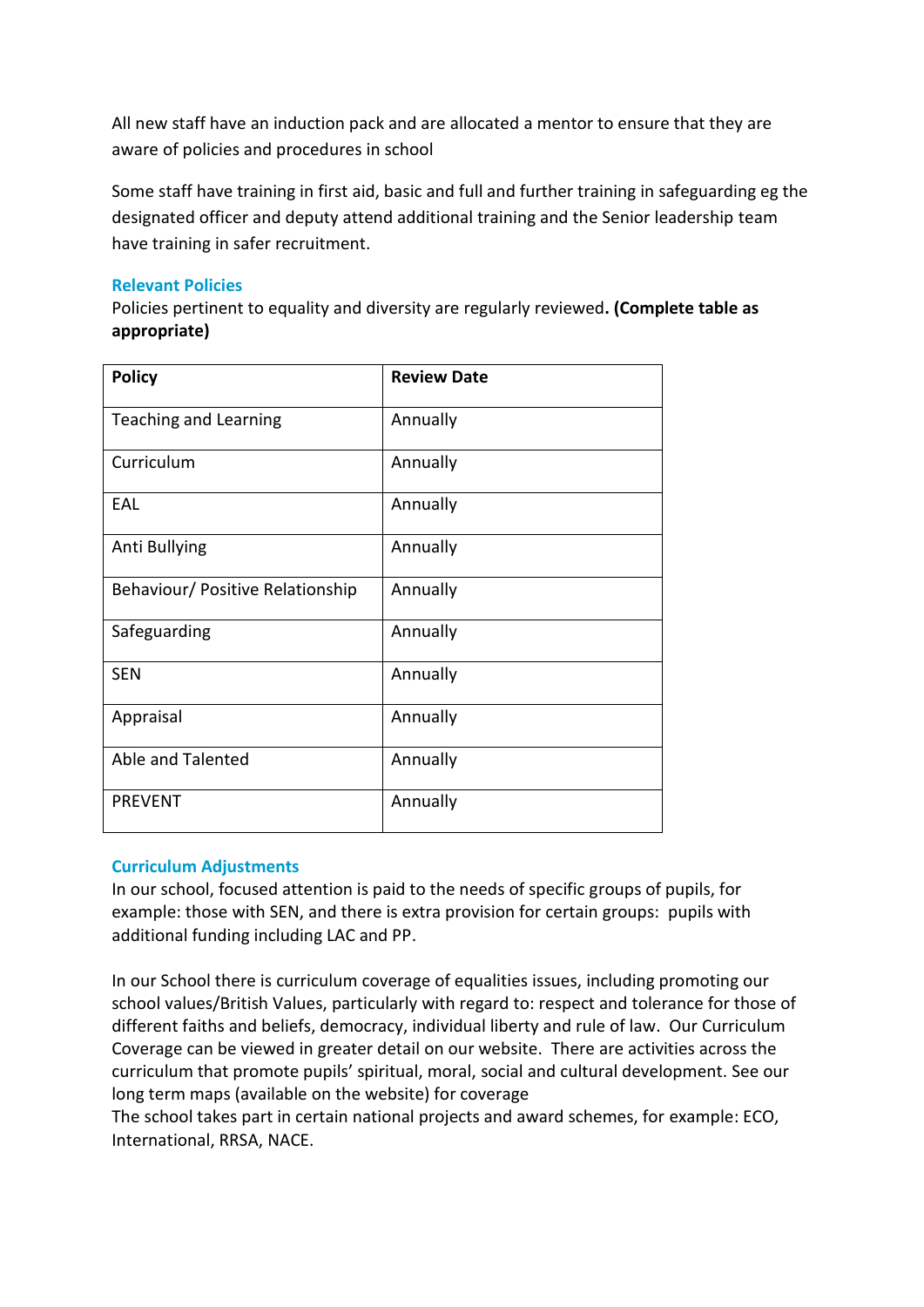All new staff have an induction pack and are allocated a mentor to ensure that they are aware of policies and procedures in school

Some staff have training in first aid, basic and full and further training in safeguarding eg the designated officer and deputy attend additional training and the Senior leadership team have training in safer recruitment.

### Relevant Policies

Policies pertinent to equality and diversity are regularly reviewed**. (Complete table as appropriate)**

| Policy | Review Date |
|---|---|
| Teaching and Learning | Annually |
| Curriculum | Annually |
| EAL | Annually |
| Anti Bullying | Annually |
| Behaviour/ Positive Relationship | Annually |
| Safeguarding | Annually |
| SEN | Annually |
| Appraisal | Annually |
| Able and Talented | Annually |
| PREVENT | Annually |

### Curriculum Adjustments

In our school, focused attention is paid to the needs of specific groups of pupils, for example: those with SEN, and there is extra provision for certain groups: pupils with additional funding including LAC and PP.

In our School there is curriculum coverage of equalities issues, including promoting our school values/British Values, particularly with regard to: respect and tolerance for those of different faiths and beliefs, democracy, individual liberty and rule of law. Our Curriculum Coverage can be viewed in greater detail on our website. There are activities across the curriculum that promote pupils' spiritual, moral, social and cultural development. See our long term maps (available on the website) for coverage
The school takes part in certain national projects and award schemes, for example: ECO, International, RRSA, NACE.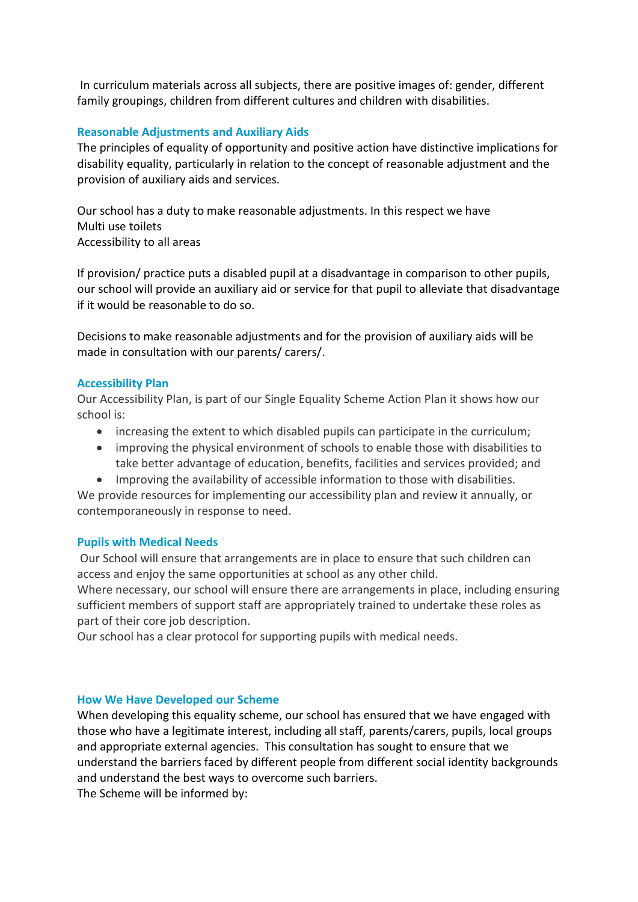In curriculum materials across all subjects, there are positive images of: gender, different family groupings, children from different cultures and children with disabilities.

## Reasonable Adjustments and Auxiliary Aids

The principles of equality of opportunity and positive action have distinctive implications for disability equality, particularly in relation to the concept of reasonable adjustment and the provision of auxiliary aids and services.

Our school has a duty to make reasonable adjustments. In this respect we have
Multi use toilets
Accessibility to all areas

If provision/ practice puts a disabled pupil at a disadvantage in comparison to other pupils, our school will provide an auxiliary aid or service for that pupil to alleviate that disadvantage if it would be reasonable to do so.

Decisions to make reasonable adjustments and for the provision of auxiliary aids will be made in consultation with our parents/ carers/.

## Accessibility Plan

Our Accessibility Plan, is part of our Single Equality Scheme Action Plan it shows how our school is:

- increasing the extent to which disabled pupils can participate in the curriculum;
- improving the physical environment of schools to enable those with disabilities to take better advantage of education, benefits, facilities and services provided; and
- Improving the availability of accessible information to those with disabilities.

We provide resources for implementing our accessibility plan and review it annually, or contemporaneously in response to need.

## Pupils with Medical Needs

Our School will ensure that arrangements are in place to ensure that such children can access and enjoy the same opportunities at school as any other child.
Where necessary, our school will ensure there are arrangements in place, including ensuring sufficient members of support staff are appropriately trained to undertake these roles as part of their core job description.
Our school has a clear protocol for supporting pupils with medical needs.

## How We Have Developed our Scheme

When developing this equality scheme, our school has ensured that we have engaged with those who have a legitimate interest, including all staff, parents/carers, pupils, local groups and appropriate external agencies. This consultation has sought to ensure that we understand the barriers faced by different people from different social identity backgrounds and understand the best ways to overcome such barriers.
The Scheme will be informed by: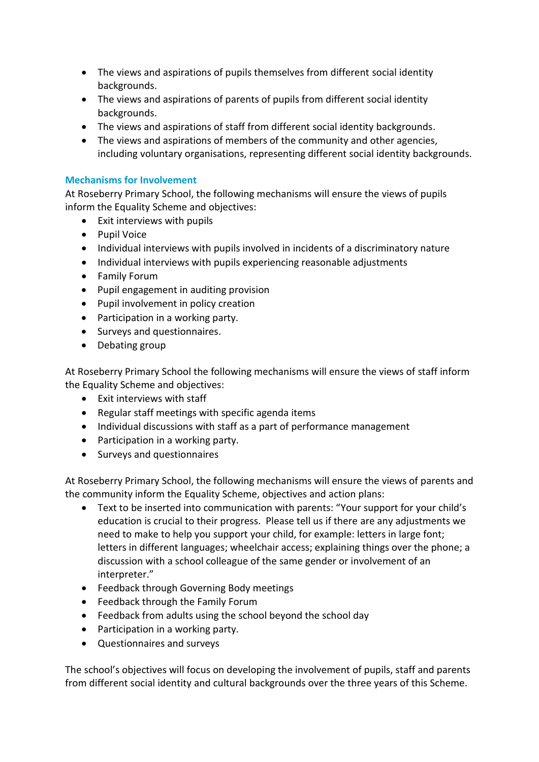- The views and aspirations of pupils themselves from different social identity backgrounds.
- The views and aspirations of parents of pupils from different social identity backgrounds.
- The views and aspirations of staff from different social identity backgrounds.
- The views and aspirations of members of the community and other agencies, including voluntary organisations, representing different social identity backgrounds.

### Mechanisms for Involvement

At Roseberry Primary School, the following mechanisms will ensure the views of pupils inform the Equality Scheme and objectives:

- Exit interviews with pupils
- Pupil Voice
- Individual interviews with pupils involved in incidents of a discriminatory nature
- Individual interviews with pupils experiencing reasonable adjustments
- Family Forum
- Pupil engagement in auditing provision
- Pupil involvement in policy creation
- Participation in a working party.
- Surveys and questionnaires.
- Debating group

At Roseberry Primary School the following mechanisms will ensure the views of staff inform the Equality Scheme and objectives:

- Exit interviews with staff
- Regular staff meetings with specific agenda items
- Individual discussions with staff as a part of performance management
- Participation in a working party.
- Surveys and questionnaires

At Roseberry Primary School, the following mechanisms will ensure the views of parents and the community inform the Equality Scheme, objectives and action plans:

- Text to be inserted into communication with parents: "Your support for your child's education is crucial to their progress. Please tell us if there are any adjustments we need to make to help you support your child, for example: letters in large font; letters in different languages; wheelchair access; explaining things over the phone; a discussion with a school colleague of the same gender or involvement of an interpreter."
- Feedback through Governing Body meetings
- Feedback through the Family Forum
- Feedback from adults using the school beyond the school day
- Participation in a working party.
- Questionnaires and surveys

The school's objectives will focus on developing the involvement of pupils, staff and parents from different social identity and cultural backgrounds over the three years of this Scheme.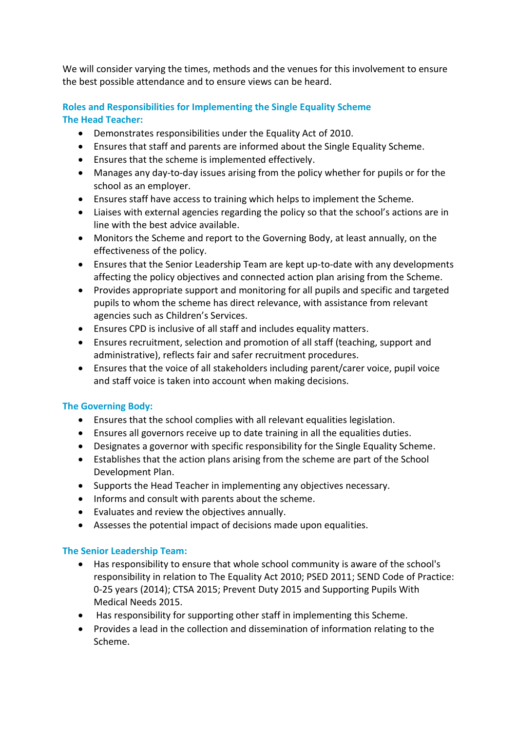We will consider varying the times, methods and the venues for this involvement to ensure the best possible attendance and to ensure views can be heard.

## Roles and Responsibilities for Implementing the Single Equality Scheme

### The Head Teacher:

- Demonstrates responsibilities under the Equality Act of 2010.
- Ensures that staff and parents are informed about the Single Equality Scheme.
- Ensures that the scheme is implemented effectively.
- Manages any day-to-day issues arising from the policy whether for pupils or for the school as an employer.
- Ensures staff have access to training which helps to implement the Scheme.
- Liaises with external agencies regarding the policy so that the school's actions are in line with the best advice available.
- Monitors the Scheme and report to the Governing Body, at least annually, on the effectiveness of the policy.
- Ensures that the Senior Leadership Team are kept up-to-date with any developments affecting the policy objectives and connected action plan arising from the Scheme.
- Provides appropriate support and monitoring for all pupils and specific and targeted pupils to whom the scheme has direct relevance, with assistance from relevant agencies such as Children's Services.
- Ensures CPD is inclusive of all staff and includes equality matters.
- Ensures recruitment, selection and promotion of all staff (teaching, support and administrative), reflects fair and safer recruitment procedures.
- Ensures that the voice of all stakeholders including parent/carer voice, pupil voice and staff voice is taken into account when making decisions.

### The Governing Body:

- Ensures that the school complies with all relevant equalities legislation.
- Ensures all governors receive up to date training in all the equalities duties.
- Designates a governor with specific responsibility for the Single Equality Scheme.
- Establishes that the action plans arising from the scheme are part of the School Development Plan.
- Supports the Head Teacher in implementing any objectives necessary.
- Informs and consult with parents about the scheme.
- Evaluates and review the objectives annually.
- Assesses the potential impact of decisions made upon equalities.

### The Senior Leadership Team:

- Has responsibility to ensure that whole school community is aware of the school's responsibility in relation to The Equality Act 2010; PSED 2011; SEND Code of Practice: 0-25 years (2014); CTSA 2015; Prevent Duty 2015 and Supporting Pupils With Medical Needs 2015.
- Has responsibility for supporting other staff in implementing this Scheme.
- Provides a lead in the collection and dissemination of information relating to the Scheme.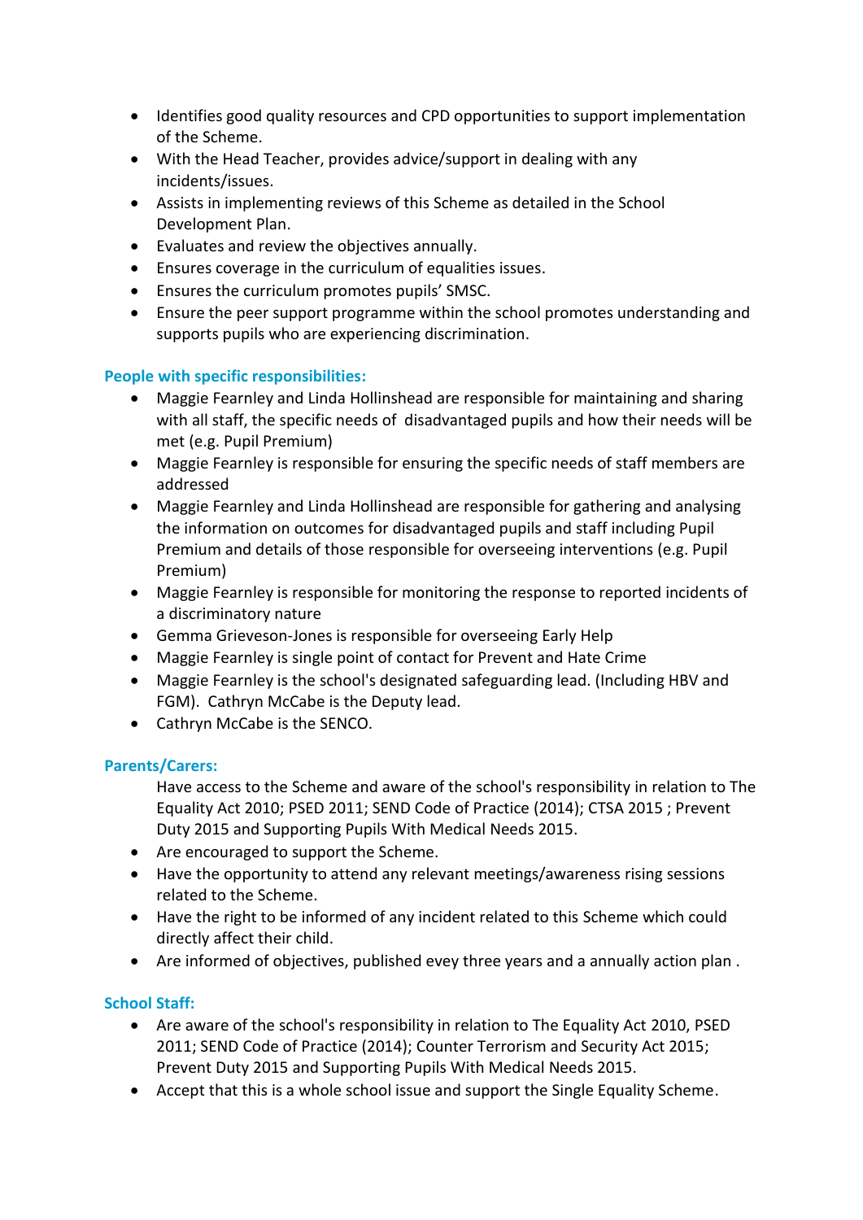- Identifies good quality resources and CPD opportunities to support implementation of the Scheme.
- With the Head Teacher, provides advice/support in dealing with any incidents/issues.
- Assists in implementing reviews of this Scheme as detailed in the School Development Plan.
- Evaluates and review the objectives annually.
- Ensures coverage in the curriculum of equalities issues.
- Ensures the curriculum promotes pupils' SMSC.
- Ensure the peer support programme within the school promotes understanding and supports pupils who are experiencing discrimination.

### People with specific responsibilities:

- Maggie Fearnley and Linda Hollinshead are responsible for maintaining and sharing with all staff, the specific needs of disadvantaged pupils and how their needs will be met (e.g. Pupil Premium)
- Maggie Fearnley is responsible for ensuring the specific needs of staff members are addressed
- Maggie Fearnley and Linda Hollinshead are responsible for gathering and analysing the information on outcomes for disadvantaged pupils and staff including Pupil Premium and details of those responsible for overseeing interventions (e.g. Pupil Premium)
- Maggie Fearnley is responsible for monitoring the response to reported incidents of a discriminatory nature
- Gemma Grieveson-Jones is responsible for overseeing Early Help
- Maggie Fearnley is single point of contact for Prevent and Hate Crime
- Maggie Fearnley is the school's designated safeguarding lead. (Including HBV and FGM). Cathryn McCabe is the Deputy lead.
- Cathryn McCabe is the SENCO.

### Parents/Carers:

Have access to the Scheme and aware of the school's responsibility in relation to The Equality Act 2010; PSED 2011; SEND Code of Practice (2014); CTSA 2015 ; Prevent Duty 2015 and Supporting Pupils With Medical Needs 2015.

- Are encouraged to support the Scheme.
- Have the opportunity to attend any relevant meetings/awareness rising sessions related to the Scheme.
- Have the right to be informed of any incident related to this Scheme which could directly affect their child.
- Are informed of objectives, published evey three years and a annually action plan .

### School Staff:

- Are aware of the school's responsibility in relation to The Equality Act 2010, PSED 2011; SEND Code of Practice (2014); Counter Terrorism and Security Act 2015; Prevent Duty 2015 and Supporting Pupils With Medical Needs 2015.
- Accept that this is a whole school issue and support the Single Equality Scheme.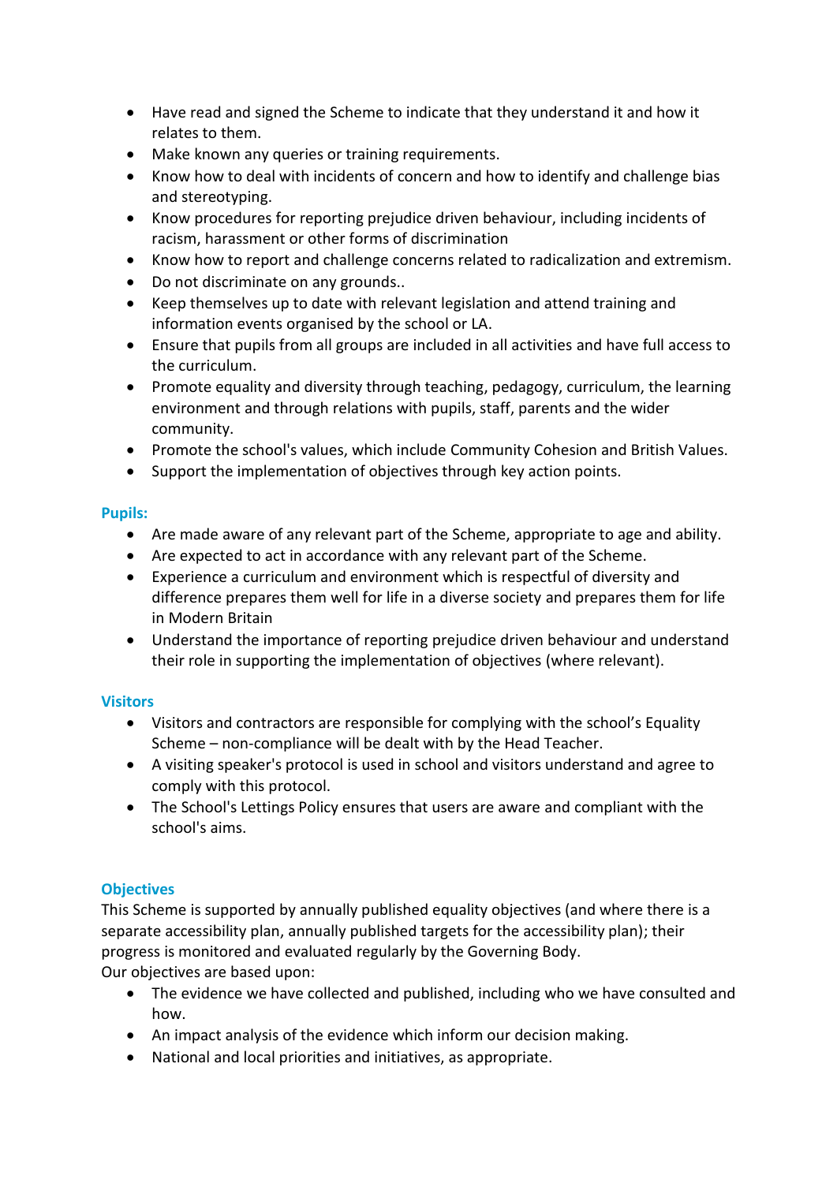- Have read and signed the Scheme to indicate that they understand it and how it relates to them.
- Make known any queries or training requirements.
- Know how to deal with incidents of concern and how to identify and challenge bias and stereotyping.
- Know procedures for reporting prejudice driven behaviour, including incidents of racism, harassment or other forms of discrimination
- Know how to report and challenge concerns related to radicalization and extremism.
- Do not discriminate on any grounds..
- Keep themselves up to date with relevant legislation and attend training and information events organised by the school or LA.
- Ensure that pupils from all groups are included in all activities and have full access to the curriculum.
- Promote equality and diversity through teaching, pedagogy, curriculum, the learning environment and through relations with pupils, staff, parents and the wider community.
- Promote the school's values, which include Community Cohesion and British Values.
- Support the implementation of objectives through key action points.

### Pupils:

- Are made aware of any relevant part of the Scheme, appropriate to age and ability.
- Are expected to act in accordance with any relevant part of the Scheme.
- Experience a curriculum and environment which is respectful of diversity and difference prepares them well for life in a diverse society and prepares them for life in Modern Britain
- Understand the importance of reporting prejudice driven behaviour and understand their role in supporting the implementation of objectives (where relevant).

### Visitors

- Visitors and contractors are responsible for complying with the school's Equality Scheme – non-compliance will be dealt with by the Head Teacher.
- A visiting speaker's protocol is used in school and visitors understand and agree to comply with this protocol.
- The School's Lettings Policy ensures that users are aware and compliant with the school's aims.

### Objectives

This Scheme is supported by annually published equality objectives (and where there is a separate accessibility plan, annually published targets for the accessibility plan); their progress is monitored and evaluated regularly by the Governing Body.
Our objectives are based upon:

- The evidence we have collected and published, including who we have consulted and how.
- An impact analysis of the evidence which inform our decision making.
- National and local priorities and initiatives, as appropriate.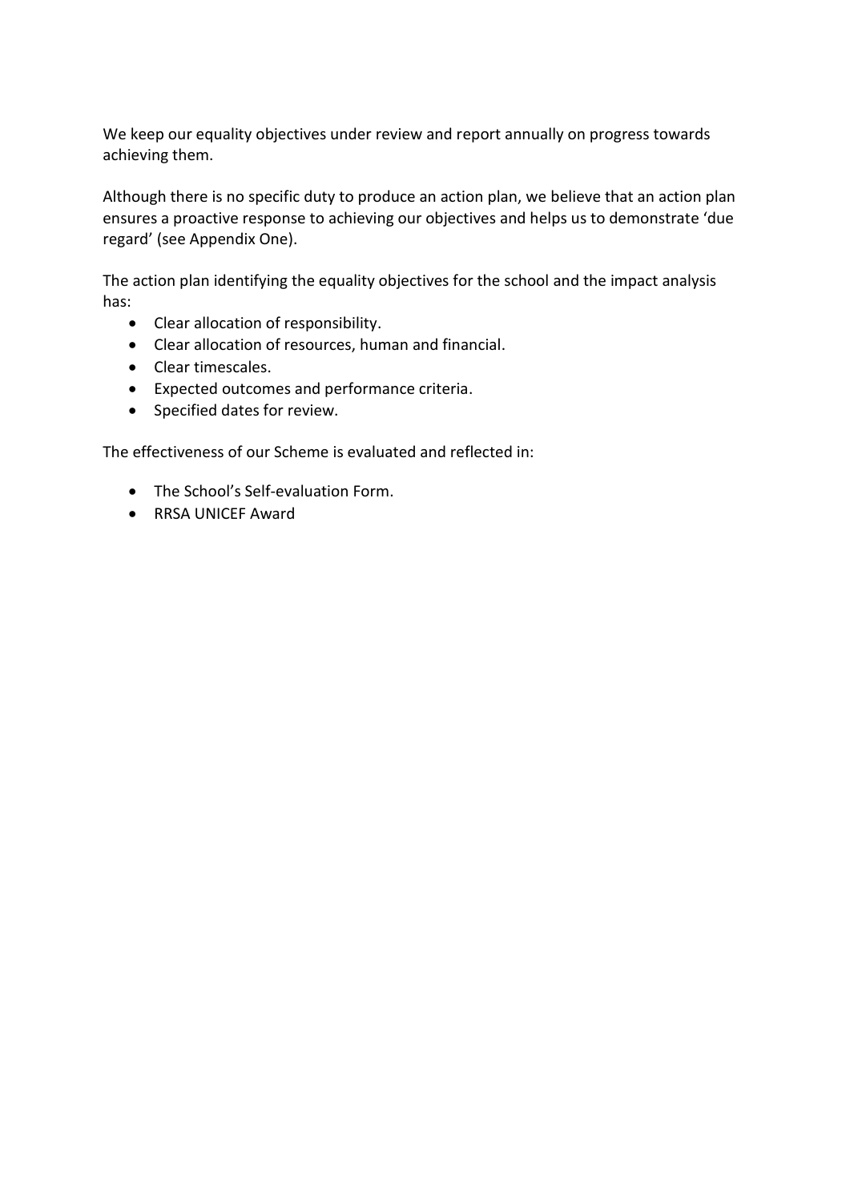We keep our equality objectives under review and report annually on progress towards achieving them.

Although there is no specific duty to produce an action plan, we believe that an action plan ensures a proactive response to achieving our objectives and helps us to demonstrate 'due regard' (see Appendix One).

The action plan identifying the equality objectives for the school and the impact analysis has:

- Clear allocation of responsibility.
- Clear allocation of resources, human and financial.
- Clear timescales.
- Expected outcomes and performance criteria.
- Specified dates for review.

The effectiveness of our Scheme is evaluated and reflected in:

- The School's Self-evaluation Form.
- RRSA UNICEF Award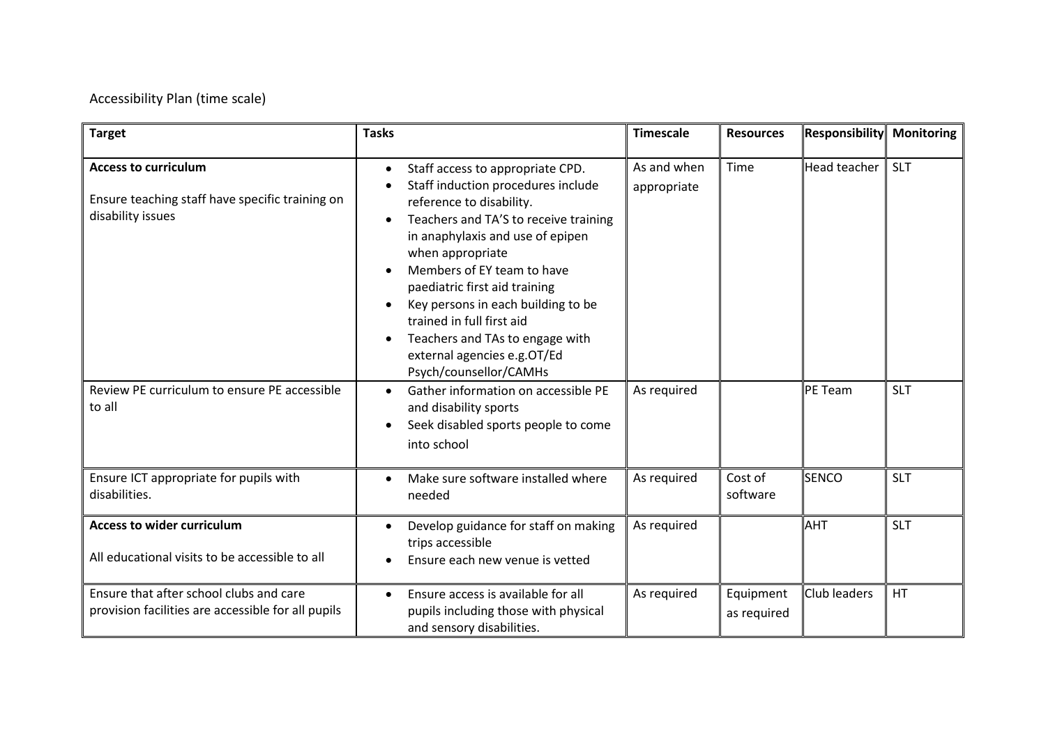Accessibility Plan (time scale)

| Target | Tasks | Timescale | Resources | Responsibility | Monitoring |
|---|---|---|---|---|---|
| **Access to curriculum**<br><br>Ensure teaching staff have specific training on disability issues | • Staff access to appropriate CPD.<br>• Staff induction procedures include reference to disability.<br>• Teachers and TA'S to receive training in anaphylaxis and use of epipen when appropriate<br>• Members of EY team to have paediatric first aid training<br>• Key persons in each building to be trained in full first aid<br>• Teachers and TAs to engage with external agencies e.g.OT/Ed Psych/counsellor/CAMHs | As and when appropriate | Time | Head teacher | SLT |
| Review PE curriculum to ensure PE accessible to all | • Gather information on accessible PE and disability sports<br>• Seek disabled sports people to come into school | As required | | PE Team | SLT |
| Ensure ICT appropriate for pupils with disabilities. | • Make sure software installed where needed | As required | Cost of software | SENCO | SLT |
| **Access to wider curriculum**<br><br>All educational visits to be accessible to all | • Develop guidance for staff on making trips accessible<br>• Ensure each new venue is vetted | As required | | AHT | SLT |
| Ensure that after school clubs and care provision facilities are accessible for all pupils | • Ensure access is available for all pupils including those with physical and sensory disabilities. | As required | Equipment as required | Club leaders | HT |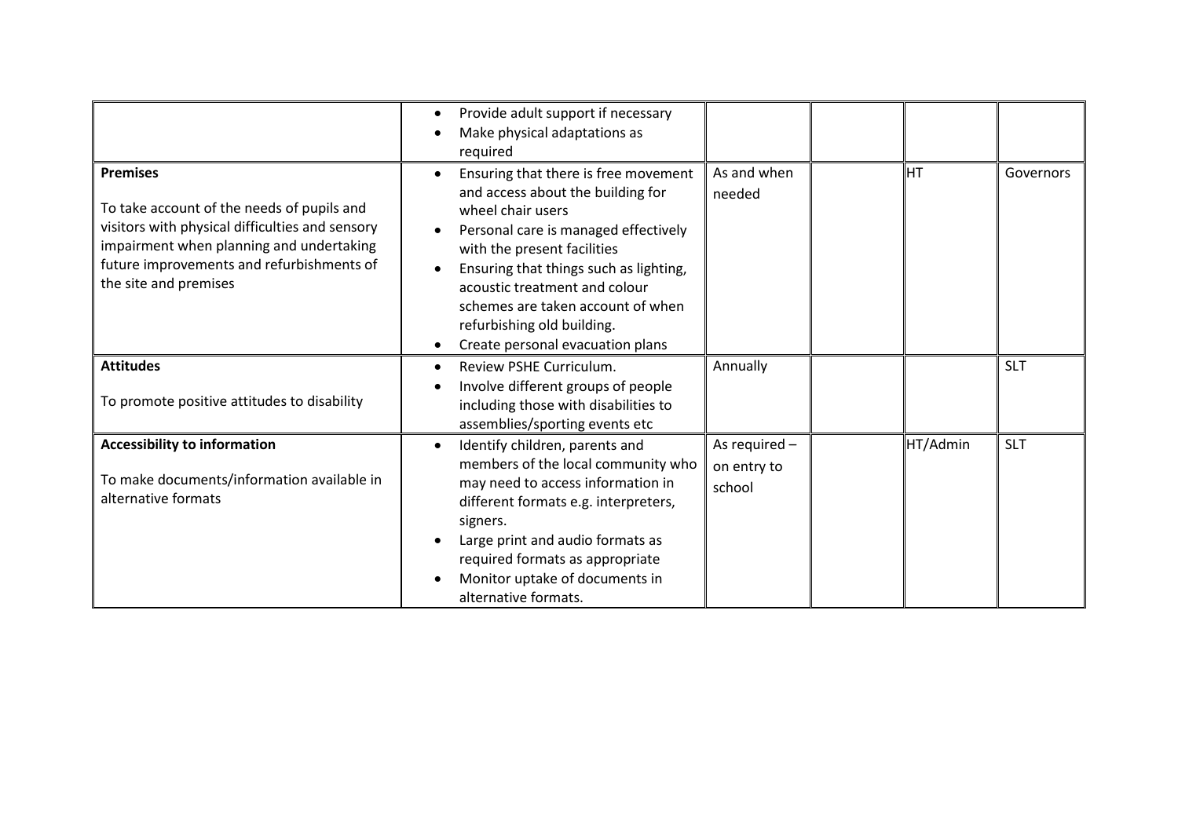|  |  |  |  |  |  |
|---|---|---|---|---|---|
|  | • Provide adult support if necessary<br>• Make physical adaptations as required |  |  |  |  |
| **Premises**<br><br>To take account of the needs of pupils and visitors with physical difficulties and sensory impairment when planning and undertaking future improvements and refurbishments of the site and premises | • Ensuring that there is free movement and access about the building for wheel chair users<br>• Personal care is managed effectively with the present facilities<br>• Ensuring that things such as lighting, acoustic treatment and colour schemes are taken account of when refurbishing old building.<br>• Create personal evacuation plans | As and when needed |  | HT | Governors |
| **Attitudes**<br><br>To promote positive attitudes to disability | • Review PSHE Curriculum.<br>• Involve different groups of people including those with disabilities to assemblies/sporting events etc | Annually |  |  | SLT |
| **Accessibility to information**<br><br>To make documents/information available in alternative formats | • Identify children, parents and members of the local community who may need to access information in different formats e.g. interpreters, signers.<br>• Large print and audio formats as required formats as appropriate<br>• Monitor uptake of documents in alternative formats. | As required – on entry to school |  | HT/Admin | SLT |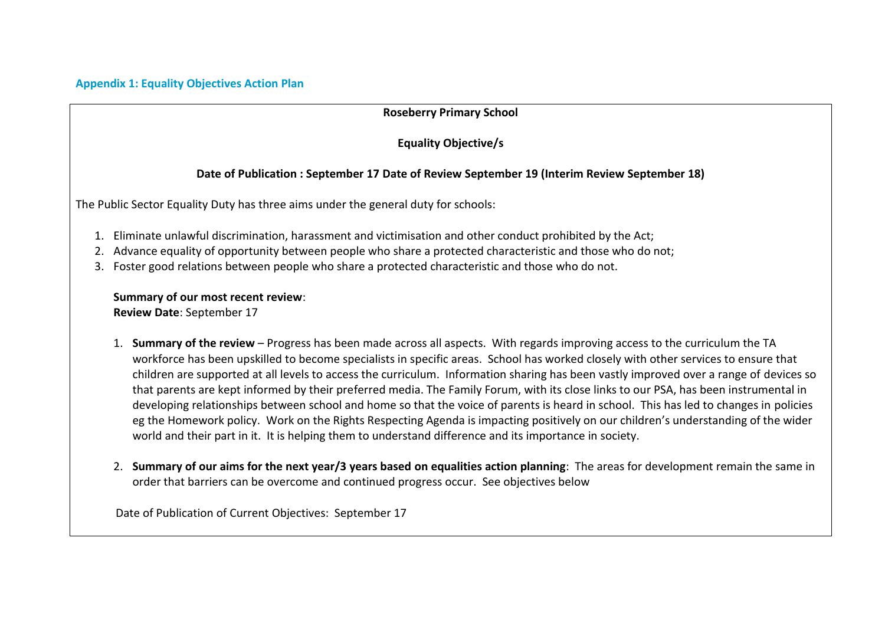## Appendix 1: Equality Objectives Action Plan

**Roseberry Primary School**

**Equality Objective/s**

**Date of Publication : September 17 Date of Review September 19 (Interim Review September 18)**

The Public Sector Equality Duty has three aims under the general duty for schools:

1. Eliminate unlawful discrimination, harassment and victimisation and other conduct prohibited by the Act;
2. Advance equality of opportunity between people who share a protected characteristic and those who do not;
3. Foster good relations between people who share a protected characteristic and those who do not.

**Summary of our most recent review**:
**Review Date**: September 17

1. **Summary of the review** – Progress has been made across all aspects. With regards improving access to the curriculum the TA workforce has been upskilled to become specialists in specific areas. School has worked closely with other services to ensure that children are supported at all levels to access the curriculum. Information sharing has been vastly improved over a range of devices so that parents are kept informed by their preferred media. The Family Forum, with its close links to our PSA, has been instrumental in developing relationships between school and home so that the voice of parents is heard in school. This has led to changes in policies eg the Homework policy. Work on the Rights Respecting Agenda is impacting positively on our children's understanding of the wider world and their part in it. It is helping them to understand difference and its importance in society.

2. **Summary of our aims for the next year/3 years based on equalities action planning**: The areas for development remain the same in order that barriers can be overcome and continued progress occur. See objectives below

Date of Publication of Current Objectives: September 17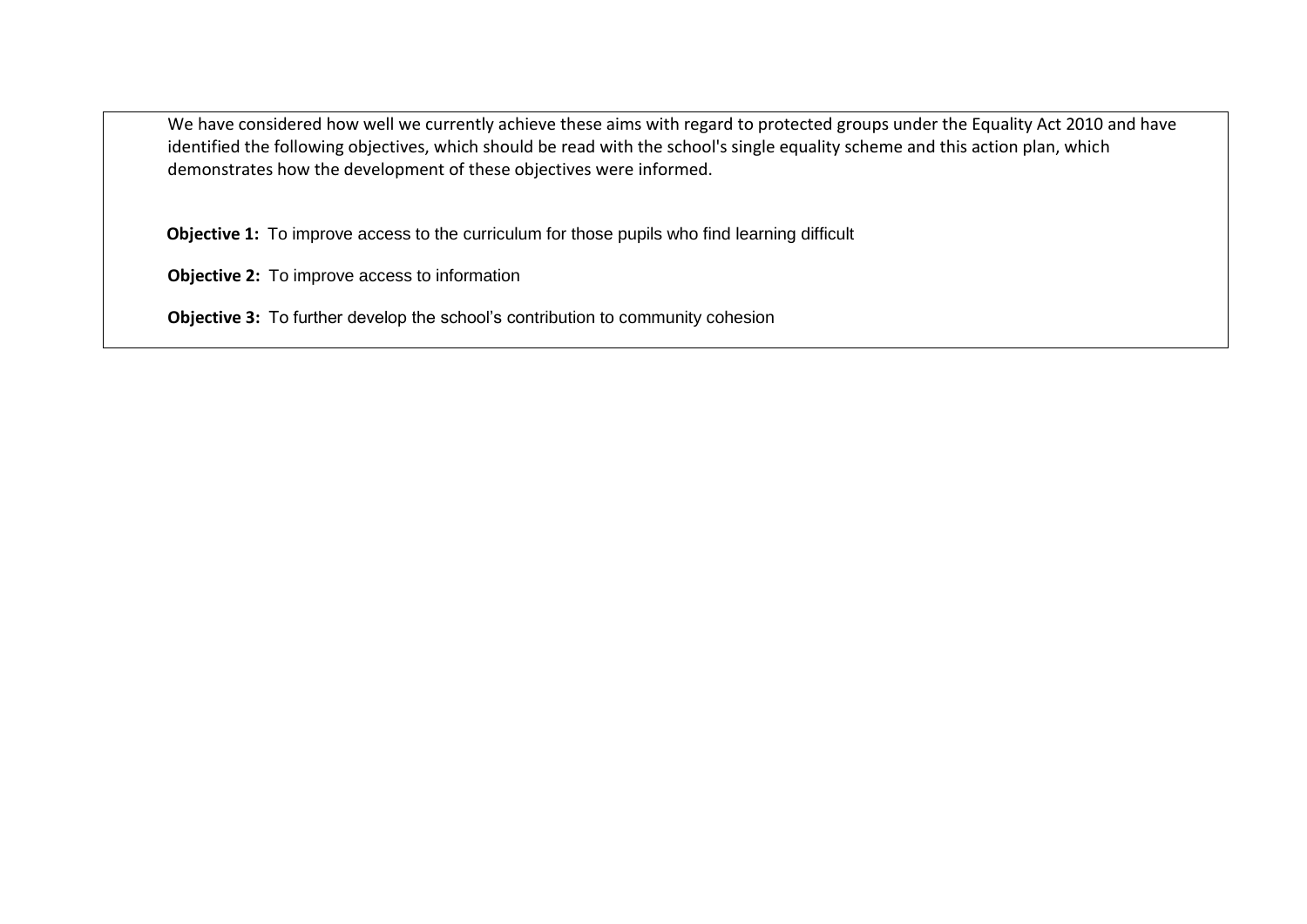We have considered how well we currently achieve these aims with regard to protected groups under the Equality Act 2010 and have identified the following objectives, which should be read with the school's single equality scheme and this action plan, which demonstrates how the development of these objectives were informed.

**Objective 1:** To improve access to the curriculum for those pupils who find learning difficult

**Objective 2:** To improve access to information

**Objective 3:** To further develop the school's contribution to community cohesion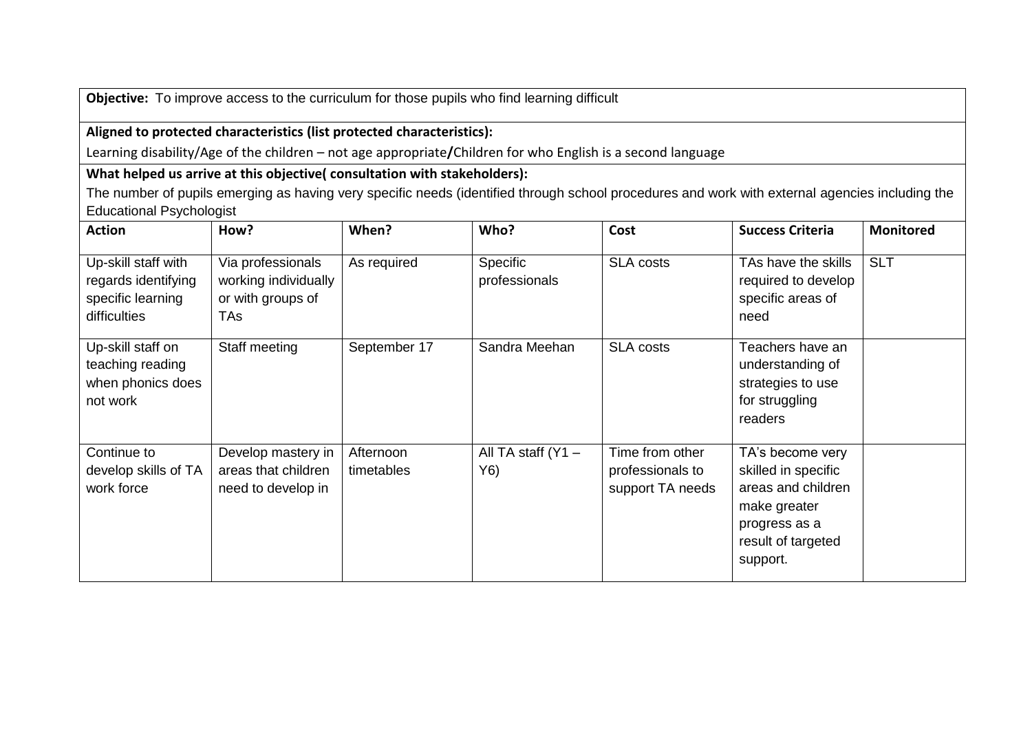**Objective:** To improve access to the curriculum for those pupils who find learning difficult

**Aligned to protected characteristics (list protected characteristics):**

Learning disability/Age of the children – not age appropriate**/**Children for who English is a second language

**What helped us arrive at this objective( consultation with stakeholders):**

The number of pupils emerging as having very specific needs (identified through school procedures and work with external agencies including the Educational Psychologist

| Action | How? | When? | Who? | Cost | Success Criteria | Monitored |
|---|---|---|---|---|---|---|
| Up-skill staff with regards identifying specific learning difficulties | Via professionals working individually or with groups of TAs | As required | Specific professionals | SLA costs | TAs have the skills required to develop specific areas of need | SLT |
| Up-skill staff on teaching reading when phonics does not work | Staff meeting | September 17 | Sandra Meehan | SLA costs | Teachers have an understanding of strategies to use for struggling readers | |
| Continue to develop skills of TA work force | Develop mastery in areas that children need to develop in | Afternoon timetables | All TA staff (Y1 – Y6) | Time from other professionals to support TA needs | TA's become very skilled in specific areas and children make greater progress as a result of targeted support. | |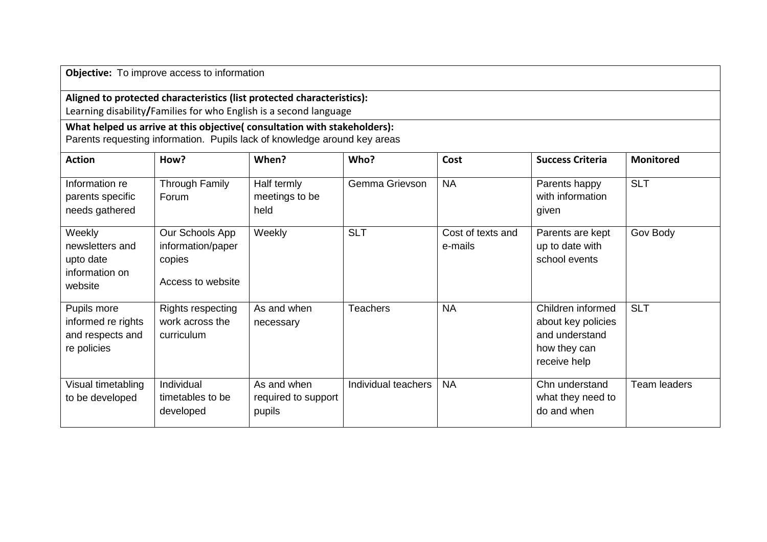**Objective:** To improve access to information

**Aligned to protected characteristics (list protected characteristics):**
Learning disability**/**Families for who English is a second language

**What helped us arrive at this objective( consultation with stakeholders):**
Parents requesting information. Pupils lack of knowledge around key areas

| **Action** | **How?** | **When?** | **Who?** | **Cost** | **Success Criteria** | **Monitored** |
|---|---|---|---|---|---|---|
| Information re parents specific needs gathered | Through Family Forum | Half termly meetings to be held | Gemma Grievson | NA | Parents happy with information given | SLT |
| Weekly newsletters and upto date information on website | Our Schools App information/paper copies<br><br>Access to website | Weekly | SLT | Cost of texts and e-mails | Parents are kept up to date with school events | Gov Body |
| Pupils more informed re rights and respects and re policies | Rights respecting work across the curriculum | As and when necessary | Teachers | NA | Children informed about key policies and understand how they can receive help | SLT |
| Visual timetabling to be developed | Individual timetables to be developed | As and when required to support pupils | Individual teachers | NA | Chn understand what they need to do and when | Team leaders |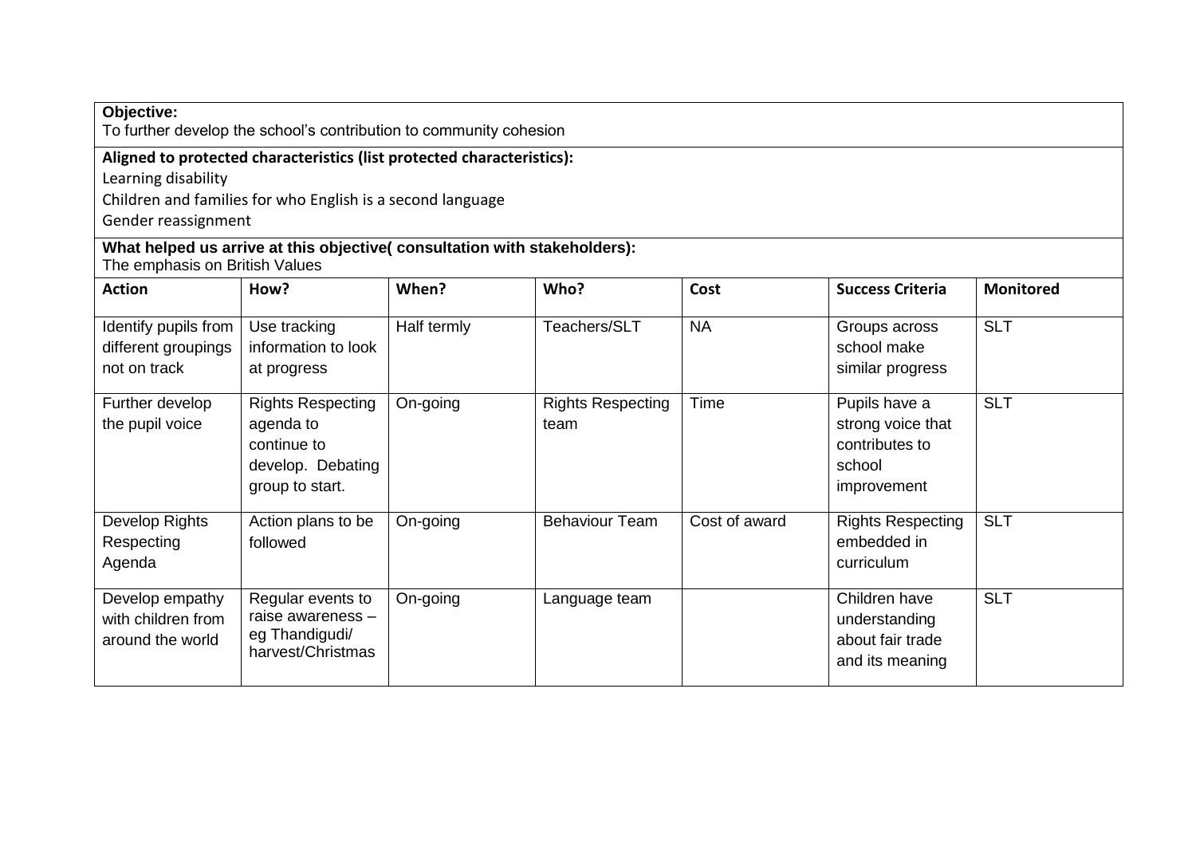**Objective:**
To further develop the school's contribution to community cohesion

**Aligned to protected characteristics (list protected characteristics):**
Learning disability
Children and families for who English is a second language
Gender reassignment

**What helped us arrive at this objective( consultation with stakeholders):**
The emphasis on British Values

| Action | How? | When? | Who? | Cost | Success Criteria | Monitored |
|---|---|---|---|---|---|---|
| Identify pupils from different groupings not on track | Use tracking information to look at progress | Half termly | Teachers/SLT | NA | Groups across school make similar progress | SLT |
| Further develop the pupil voice | Rights Respecting agenda to continue to develop. Debating group to start. | On-going | Rights Respecting team | Time | Pupils have a strong voice that contributes to school improvement | SLT |
| Develop Rights Respecting Agenda | Action plans to be followed | On-going | Behaviour Team | Cost of award | Rights Respecting embedded in curriculum | SLT |
| Develop empathy with children from around the world | Regular events to raise awareness – eg Thandigudi/ harvest/Christmas | On-going | Language team | | Children have understanding about fair trade and its meaning | SLT |